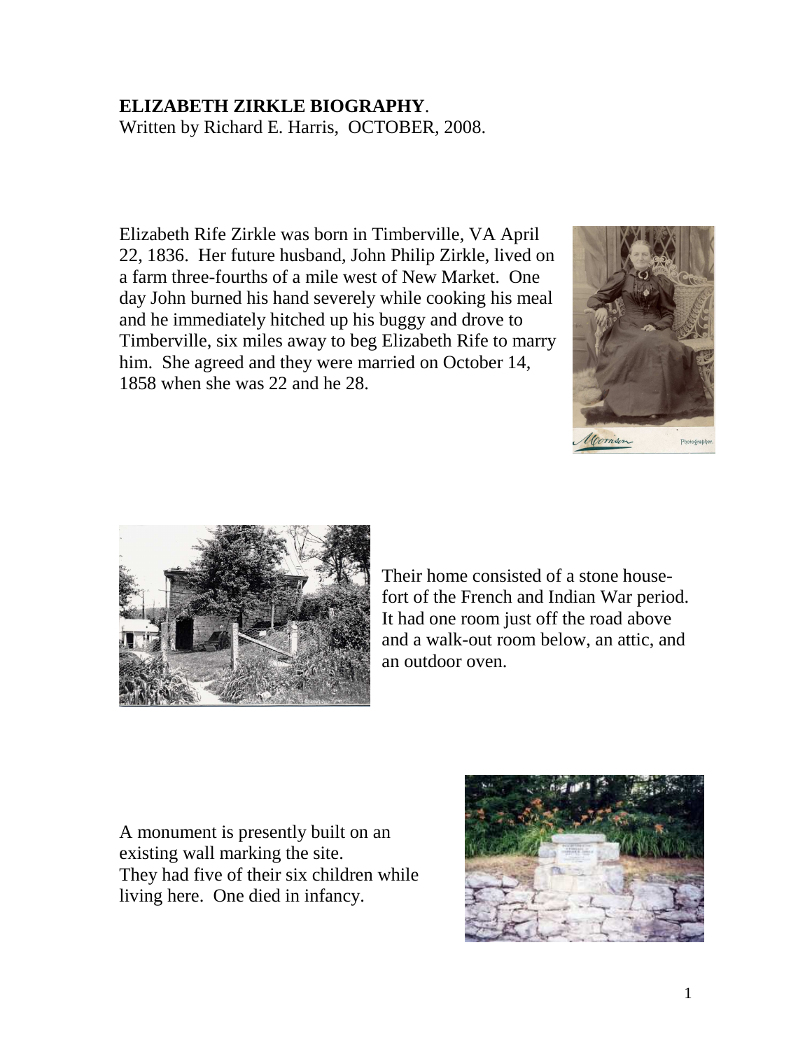**ELIZABETH ZIRKLE BIOGRAPHY**.
Written by Richard E. Harris, OCTOBER, 2008.

Elizabeth Rife Zirkle was born in Timberville, VA April 22, 1836. Her future husband, John Philip Zirkle, lived on a farm three-fourths of a mile west of New Market. One day John burned his hand severely while cooking his meal and he immediately hitched up his buggy and drove to Timberville, six miles away to beg Elizabeth Rife to marry him. She agreed and they were married on October 14, 1858 when she was 22 and he 28.

Their home consisted of a stone house-fort of the French and Indian War period. It had one room just off the road above and a walk-out room below, an attic, and an outdoor oven.

A monument is presently built on an existing wall marking the site. They had five of their six children while living here. One died in infancy.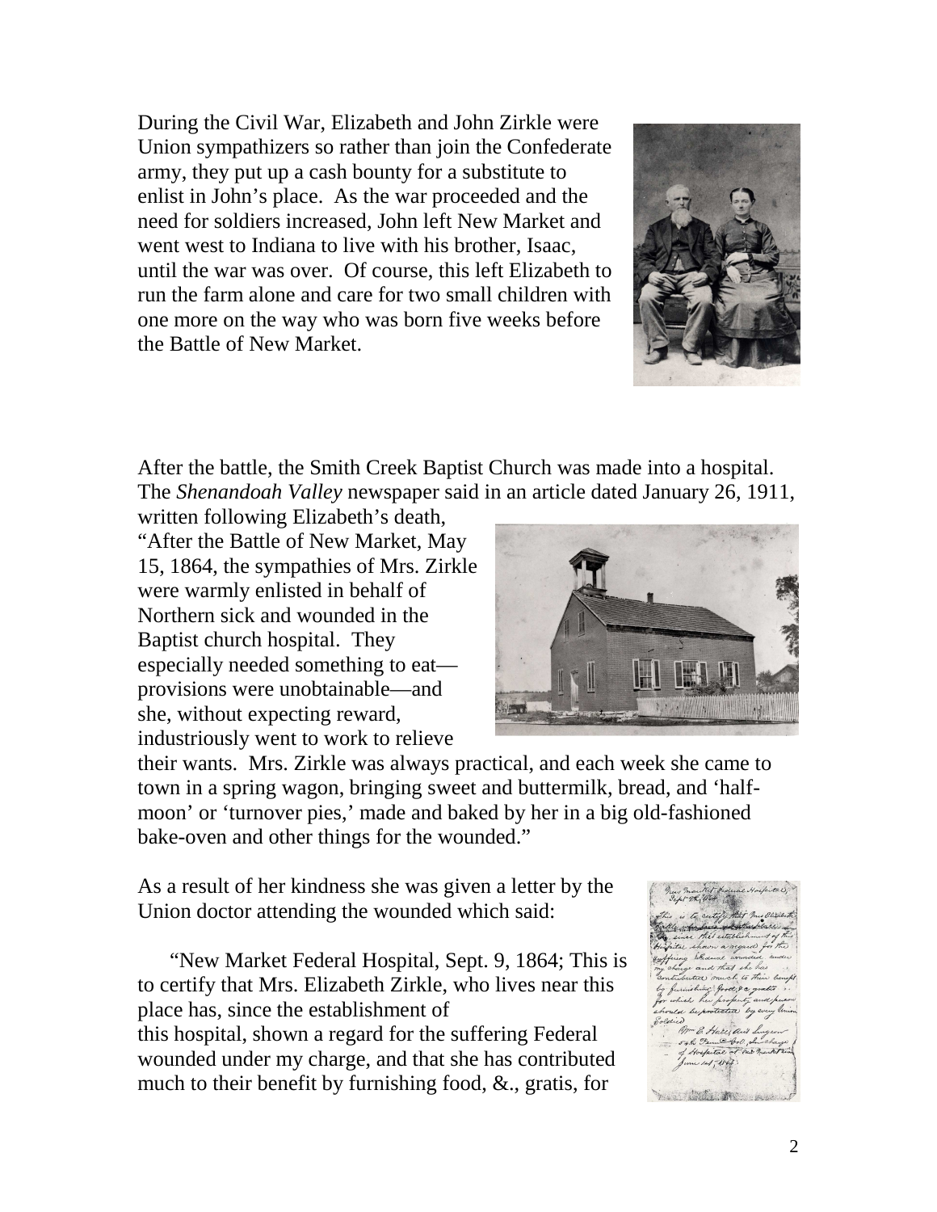During the Civil War, Elizabeth and John Zirkle were Union sympathizers so rather than join the Confederate army, they put up a cash bounty for a substitute to enlist in John's place. As the war proceeded and the need for soldiers increased, John left New Market and went west to Indiana to live with his brother, Isaac, until the war was over. Of course, this left Elizabeth to run the farm alone and care for two small children with one more on the way who was born five weeks before the Battle of New Market.

After the battle, the Smith Creek Baptist Church was made into a hospital. The *Shenandoah Valley* newspaper said in an article dated January 26, 1911, written following Elizabeth's death, "After the Battle of New Market, May 15, 1864, the sympathies of Mrs. Zirkle were warmly enlisted in behalf of Northern sick and wounded in the Baptist church hospital. They especially needed something to eat—provisions were unobtainable—and she, without expecting reward, industriously went to work to relieve their wants. Mrs. Zirkle was always practical, and each week she came to town in a spring wagon, bringing sweet and buttermilk, bread, and 'half-moon' or 'turnover pies,' made and baked by her in a big old-fashioned bake-oven and other things for the wounded."

As a result of her kindness she was given a letter by the Union doctor attending the wounded which said:

"New Market Federal Hospital, Sept. 9, 1864; This is to certify that Mrs. Elizabeth Zirkle, who lives near this place has, since the establishment of this hospital, shown a regard for the suffering Federal wounded under my charge, and that she has contributed much to their benefit by furnishing food, &., gratis, for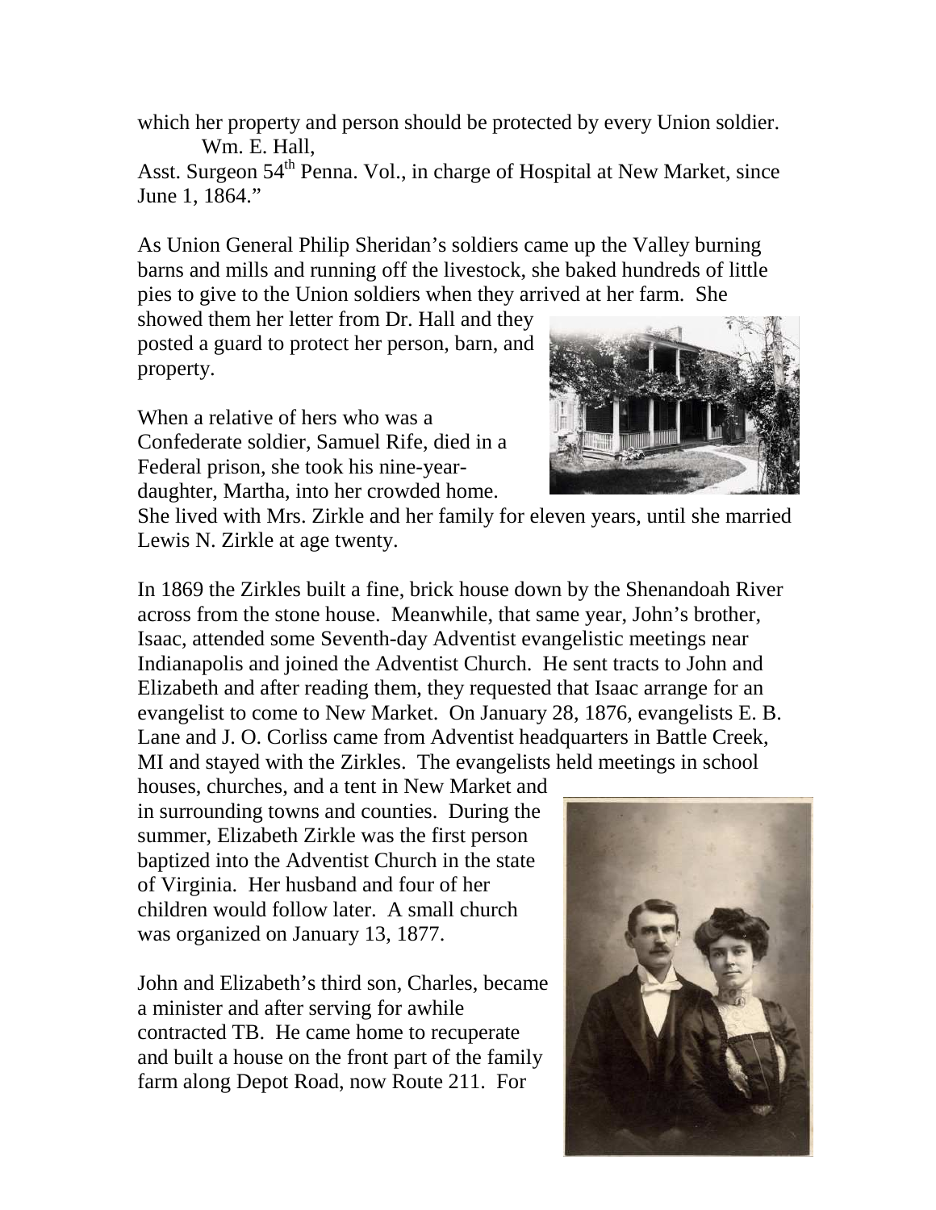which her property and person should be protected by every Union soldier.
Wm. E. Hall,
Asst. Surgeon 54th Penna. Vol., in charge of Hospital at New Market, since June 1, 1864."

As Union General Philip Sheridan's soldiers came up the Valley burning barns and mills and running off the livestock, she baked hundreds of little pies to give to the Union soldiers when they arrived at her farm. She showed them her letter from Dr. Hall and they posted a guard to protect her person, barn, and property.

When a relative of hers who was a Confederate soldier, Samuel Rife, died in a Federal prison, she took his nine-year-daughter, Martha, into her crowded home. She lived with Mrs. Zirkle and her family for eleven years, until she married Lewis N. Zirkle at age twenty.

In 1869 the Zirkles built a fine, brick house down by the Shenandoah River across from the stone house. Meanwhile, that same year, John's brother, Isaac, attended some Seventh-day Adventist evangelistic meetings near Indianapolis and joined the Adventist Church. He sent tracts to John and Elizabeth and after reading them, they requested that Isaac arrange for an evangelist to come to New Market. On January 28, 1876, evangelists E. B. Lane and J. O. Corliss came from Adventist headquarters in Battle Creek, MI and stayed with the Zirkles. The evangelists held meetings in school houses, churches, and a tent in New Market and in surrounding towns and counties. During the summer, Elizabeth Zirkle was the first person baptized into the Adventist Church in the state of Virginia. Her husband and four of her children would follow later. A small church was organized on January 13, 1877.

John and Elizabeth's third son, Charles, became a minister and after serving for awhile contracted TB. He came home to recuperate and built a house on the front part of the family farm along Depot Road, now Route 211. For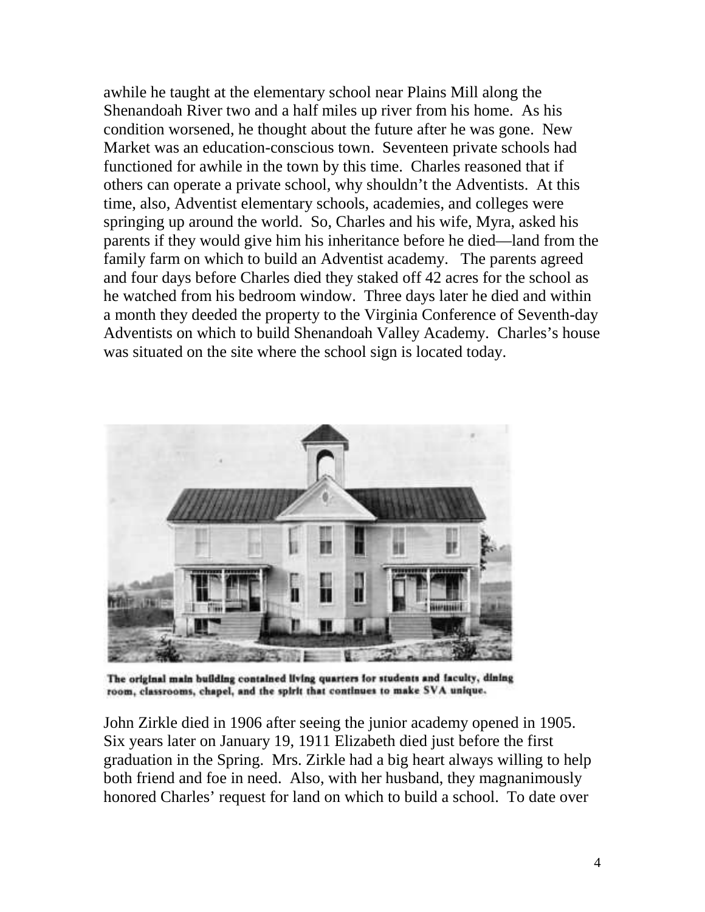awhile he taught at the elementary school near Plains Mill along the Shenandoah River two and a half miles up river from his home. As his condition worsened, he thought about the future after he was gone. New Market was an education-conscious town. Seventeen private schools had functioned for awhile in the town by this time. Charles reasoned that if others can operate a private school, why shouldn't the Adventists. At this time, also, Adventist elementary schools, academies, and colleges were springing up around the world. So, Charles and his wife, Myra, asked his parents if they would give him his inheritance before he died—land from the family farm on which to build an Adventist academy. The parents agreed and four days before Charles died they staked off 42 acres for the school as he watched from his bedroom window. Three days later he died and within a month they deeded the property to the Virginia Conference of Seventh-day Adventists on which to build Shenandoah Valley Academy. Charles's house was situated on the site where the school sign is located today.

The original main building contained living quarters for students and faculty, dining room, classrooms, chapel, and the spirit that continues to make SVA unique.

John Zirkle died in 1906 after seeing the junior academy opened in 1905. Six years later on January 19, 1911 Elizabeth died just before the first graduation in the Spring. Mrs. Zirkle had a big heart always willing to help both friend and foe in need. Also, with her husband, they magnanimously honored Charles' request for land on which to build a school. To date over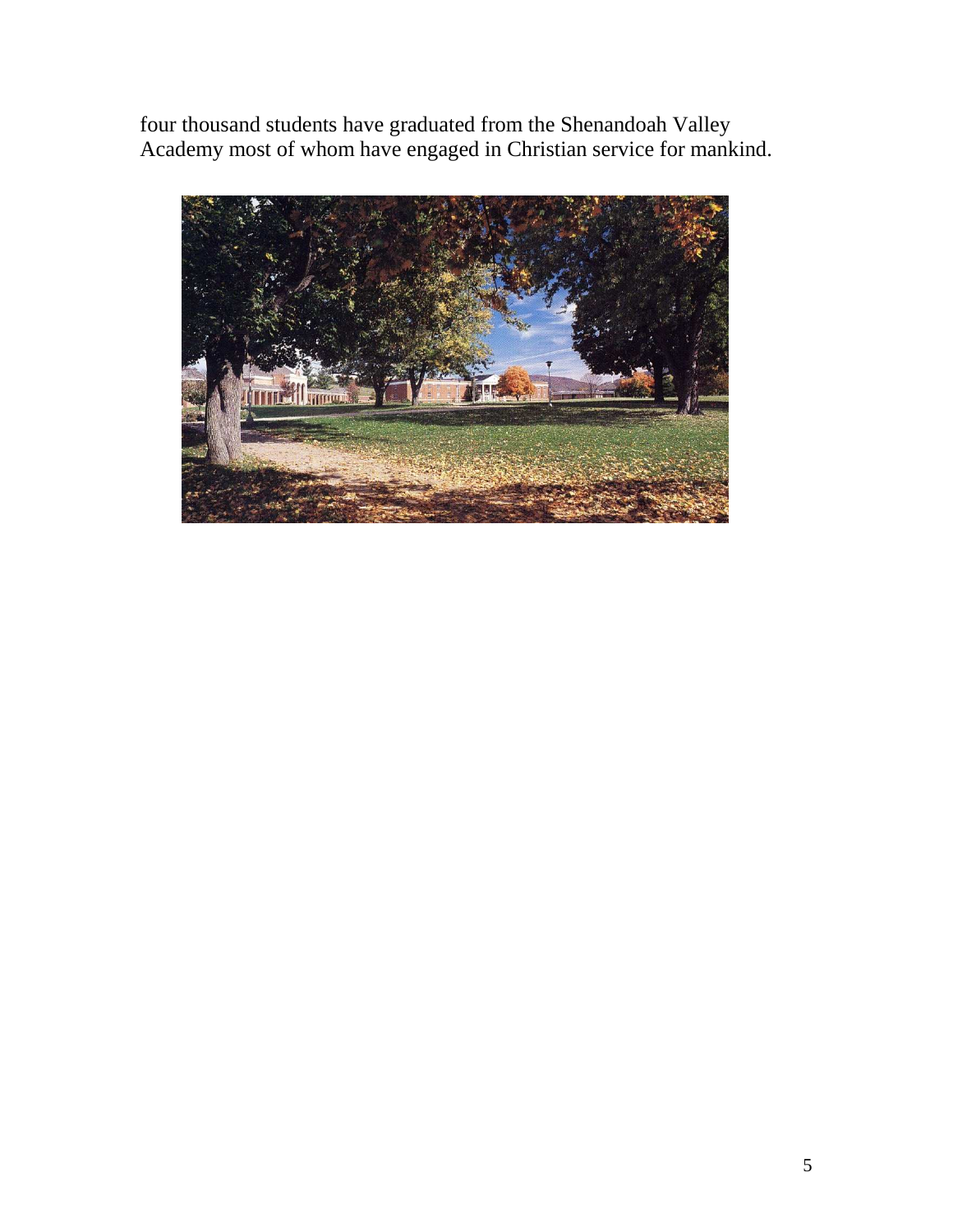four thousand students have graduated from the Shenandoah Valley Academy most of whom have engaged in Christian service for mankind.